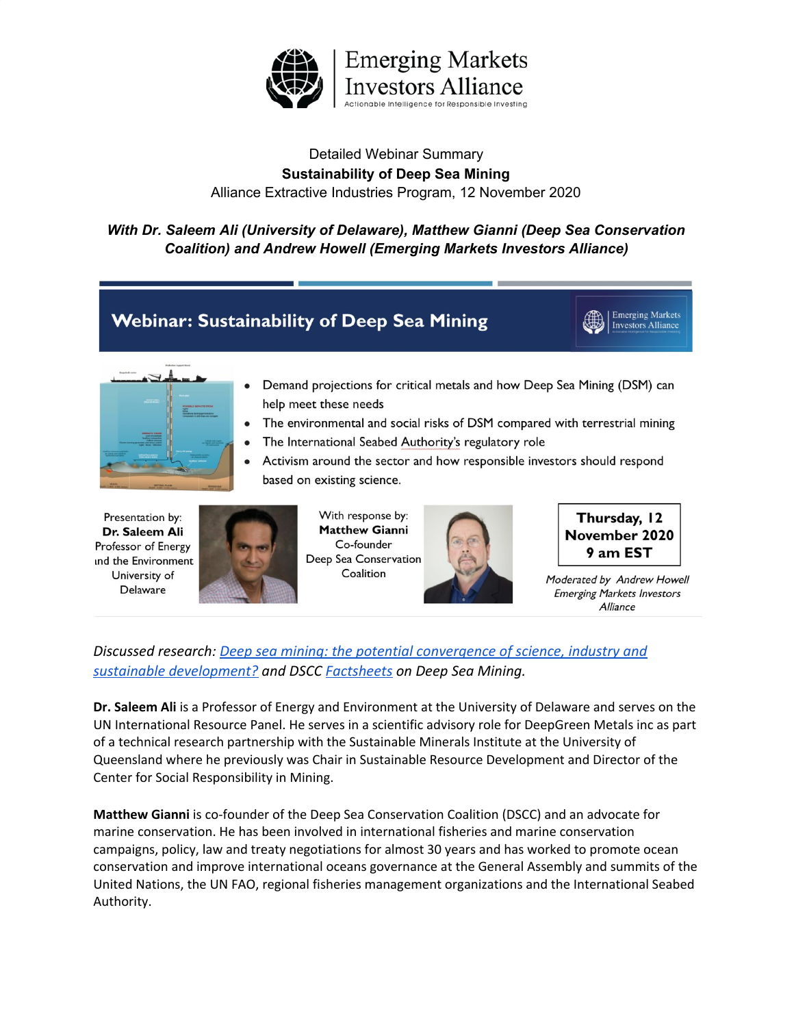Emerging Markets Investors Alliance

Actionable Intelligence for Responsible Investing

Detailed Webinar Summary

**Sustainability of Deep Sea Mining**

Alliance Extractive Industries Program, 12 November 2020

***With Dr. Saleem Ali (University of Delaware), Matthew Gianni (Deep Sea Conservation Coalition) and Andrew Howell (Emerging Markets Investors Alliance)***

## Webinar: Sustainability of Deep Sea Mining

- Demand projections for critical metals and how Deep Sea Mining (DSM) can help meet these needs
- The environmental and social risks of DSM compared with terrestrial mining
- The International Seabed Authority's regulatory role
- Activism around the sector and how responsible investors should respond based on existing science.

Presentation by:
**Dr. Saleem Ali**
Professor of Energy and the Environment
University of Delaware

With response by:
**Matthew Gianni**
Co-founder
Deep Sea Conservation Coalition

**Thursday, 12 November 2020**
**9 am EST**

*Moderated by Andrew Howell*
*Emerging Markets Investors Alliance*

*Discussed research: Deep sea mining: the potential convergence of science, industry and sustainable development? and DSCC Factsheets on Deep Sea Mining.*

**Dr. Saleem Ali** is a Professor of Energy and Environment at the University of Delaware and serves on the UN International Resource Panel. He serves in a scientific advisory role for DeepGreen Metals inc as part of a technical research partnership with the Sustainable Minerals Institute at the University of Queensland where he previously was Chair in Sustainable Resource Development and Director of the Center for Social Responsibility in Mining.

**Matthew Gianni** is co-founder of the Deep Sea Conservation Coalition (DSCC) and an advocate for marine conservation. He has been involved in international fisheries and marine conservation campaigns, policy, law and treaty negotiations for almost 30 years and has worked to promote ocean conservation and improve international oceans governance at the General Assembly and summits of the United Nations, the UN FAO, regional fisheries management organizations and the International Seabed Authority.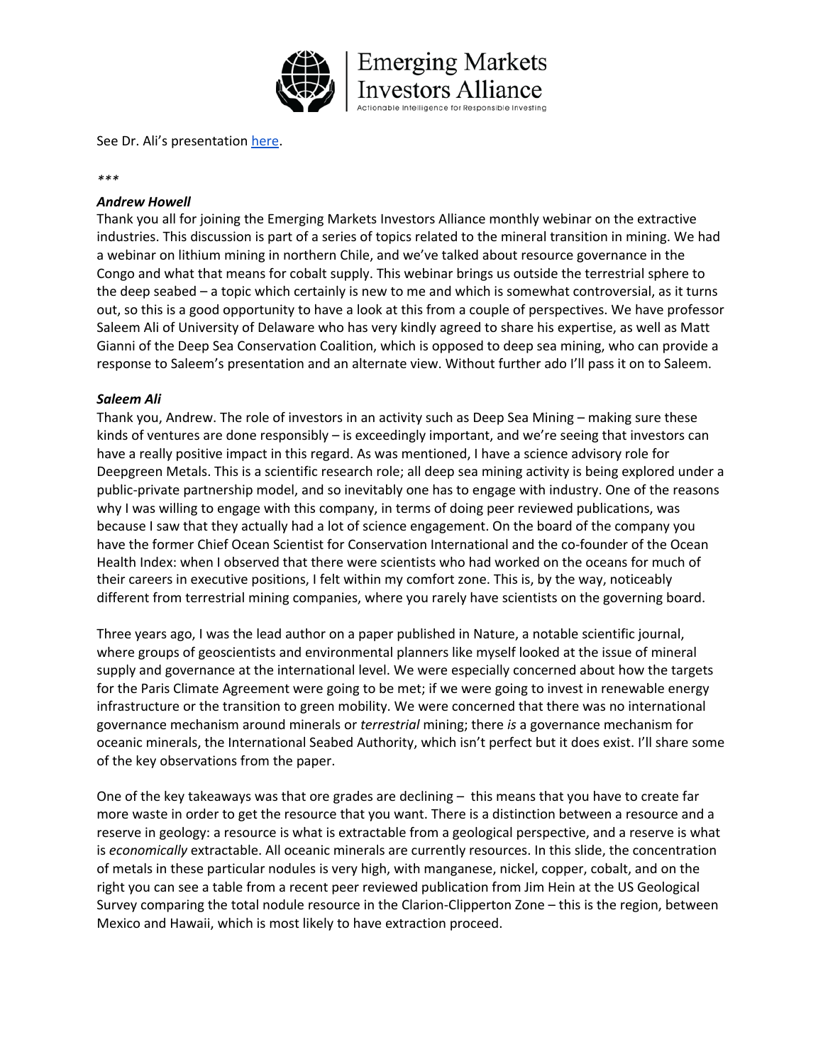See Dr. Ali's presentation here.

***

***Andrew Howell***

Thank you all for joining the Emerging Markets Investors Alliance monthly webinar on the extractive industries. This discussion is part of a series of topics related to the mineral transition in mining. We had a webinar on lithium mining in northern Chile, and we've talked about resource governance in the Congo and what that means for cobalt supply. This webinar brings us outside the terrestrial sphere to the deep seabed – a topic which certainly is new to me and which is somewhat controversial, as it turns out, so this is a good opportunity to have a look at this from a couple of perspectives. We have professor Saleem Ali of University of Delaware who has very kindly agreed to share his expertise, as well as Matt Gianni of the Deep Sea Conservation Coalition, which is opposed to deep sea mining, who can provide a response to Saleem's presentation and an alternate view. Without further ado I'll pass it on to Saleem.

***Saleem Ali***

Thank you, Andrew. The role of investors in an activity such as Deep Sea Mining – making sure these kinds of ventures are done responsibly – is exceedingly important, and we're seeing that investors can have a really positive impact in this regard. As was mentioned, I have a science advisory role for Deepgreen Metals. This is a scientific research role; all deep sea mining activity is being explored under a public-private partnership model, and so inevitably one has to engage with industry. One of the reasons why I was willing to engage with this company, in terms of doing peer reviewed publications, was because I saw that they actually had a lot of science engagement. On the board of the company you have the former Chief Ocean Scientist for Conservation International and the co-founder of the Ocean Health Index: when I observed that there were scientists who had worked on the oceans for much of their careers in executive positions, I felt within my comfort zone. This is, by the way, noticeably different from terrestrial mining companies, where you rarely have scientists on the governing board.

Three years ago, I was the lead author on a paper published in Nature, a notable scientific journal, where groups of geoscientists and environmental planners like myself looked at the issue of mineral supply and governance at the international level. We were especially concerned about how the targets for the Paris Climate Agreement were going to be met; if we were going to invest in renewable energy infrastructure or the transition to green mobility. We were concerned that there was no international governance mechanism around minerals or *terrestrial* mining; there *is* a governance mechanism for oceanic minerals, the International Seabed Authority, which isn't perfect but it does exist. I'll share some of the key observations from the paper.

One of the key takeaways was that ore grades are declining – this means that you have to create far more waste in order to get the resource that you want. There is a distinction between a resource and a reserve in geology: a resource is what is extractable from a geological perspective, and a reserve is what is *economically* extractable. All oceanic minerals are currently resources. In this slide, the concentration of metals in these particular nodules is very high, with manganese, nickel, copper, cobalt, and on the right you can see a table from a recent peer reviewed publication from Jim Hein at the US Geological Survey comparing the total nodule resource in the Clarion-Clipperton Zone – this is the region, between Mexico and Hawaii, which is most likely to have extraction proceed.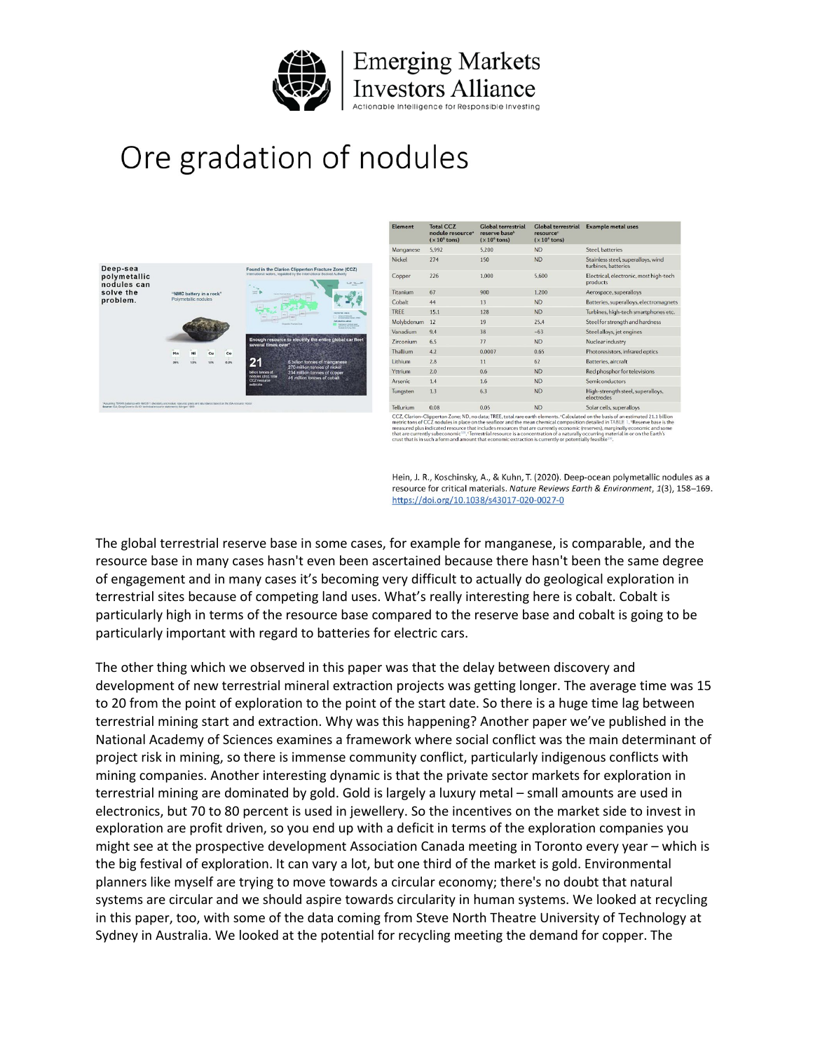# Ore gradation of nodules

| Element | Total CCZ nodule resource[a] (× 10[6] tons) | Global terrestrial reserve base[b] (× 10[6] tons) | Global terrestrial resource[c] (× 10[6] tons) | Example metal uses |
|---|---|---|---|---|
| Manganese | 5,992 | 5,200 | ND | Steel, batteries |
| Nickel | 274 | 150 | ND | Stainless steel, superalloys, wind turbines, batteries |
| Copper | 226 | 1,000 | 5,600 | Electrical, electronic, most high-tech products |
| Titanium | 67 | 900 | 1,200 | Aerospace, superalloys |
| Cobalt | 44 | 13 | ND | Batteries, superalloys, electromagnets |
| TREE | 15.1 | 128 | ND | Turbines, high-tech smartphones etc. |
| Molybdenum | 12 | 19 | 25.4 | Steel for strength and hardness |
| Vanadium | 9.4 | 38 | ~63 | Steel alloys, jet engines |
| Zirconium | 6.5 | 77 | ND | Nuclear industry |
| Thallium | 4.2 | 0.0007 | 0.65 | Photoresistors, infrared optics |
| Lithium | 2.8 | 11 | 62 | Batteries, aircraft |
| Yttrium | 2.0 | 0.6 | ND | Red phosphor for televisions |
| Arsenic | 1.4 | 1.6 | ND | Semiconductors |
| Tungsten | 1.3 | 6.3 | ND | High-strength steel, superalloys, electrodes |
| Tellurium | 0.08 | 0.05 | ND | Solar cells, superalloys |

CCZ, Clarion–Clipperton Zone; ND, no data; TREE, total rare earth elements. [a]Calculated on the basis of an estimated 21.1 billion metric tons of CCZ nodules in place on the seafloor and the mean chemical composition detailed in TABLE 1. [b]Reserve base is the measured plus indicated resource that includes resources that are currently economic (reserves), marginally economic and some that are currently subeconomic. [c]Terrestrial resource is a concentration of a naturally occurring material in or on the Earth's crust that is in such a form and amount that economic extraction is currently or potentially feasible.

Hein, J. R., Koschinsky, A., & Kuhn, T. (2020). Deep-ocean polymetallic nodules as a resource for critical materials. *Nature Reviews Earth & Environment*, *1*(3), 158–169. https://doi.org/10.1038/s43017-020-0027-0

The global terrestrial reserve base in some cases, for example for manganese, is comparable, and the resource base in many cases hasn't even been ascertained because there hasn't been the same degree of engagement and in many cases it's becoming very difficult to actually do geological exploration in terrestrial sites because of competing land uses. What's really interesting here is cobalt. Cobalt is particularly high in terms of the resource base compared to the reserve base and cobalt is going to be particularly important with regard to batteries for electric cars.

The other thing which we observed in this paper was that the delay between discovery and development of new terrestrial mineral extraction projects was getting longer. The average time was 15 to 20 from the point of exploration to the point of the start date. So there is a huge time lag between terrestrial mining start and extraction. Why was this happening? Another paper we've published in the National Academy of Sciences examines a framework where social conflict was the main determinant of project risk in mining, so there is immense community conflict, particularly indigenous conflicts with mining companies. Another interesting dynamic is that the private sector markets for exploration in terrestrial mining are dominated by gold. Gold is largely a luxury metal – small amounts are used in electronics, but 70 to 80 percent is used in jewellery. So the incentives on the market side to invest in exploration are profit driven, so you end up with a deficit in terms of the exploration companies you might see at the prospective development Association Canada meeting in Toronto every year – which is the big festival of exploration. It can vary a lot, but one third of the market is gold. Environmental planners like myself are trying to move towards a circular economy; there's no doubt that natural systems are circular and we should aspire towards circularity in human systems. We looked at recycling in this paper, too, with some of the data coming from Steve North Theatre University of Technology at Sydney in Australia. We looked at the potential for recycling meeting the demand for copper. The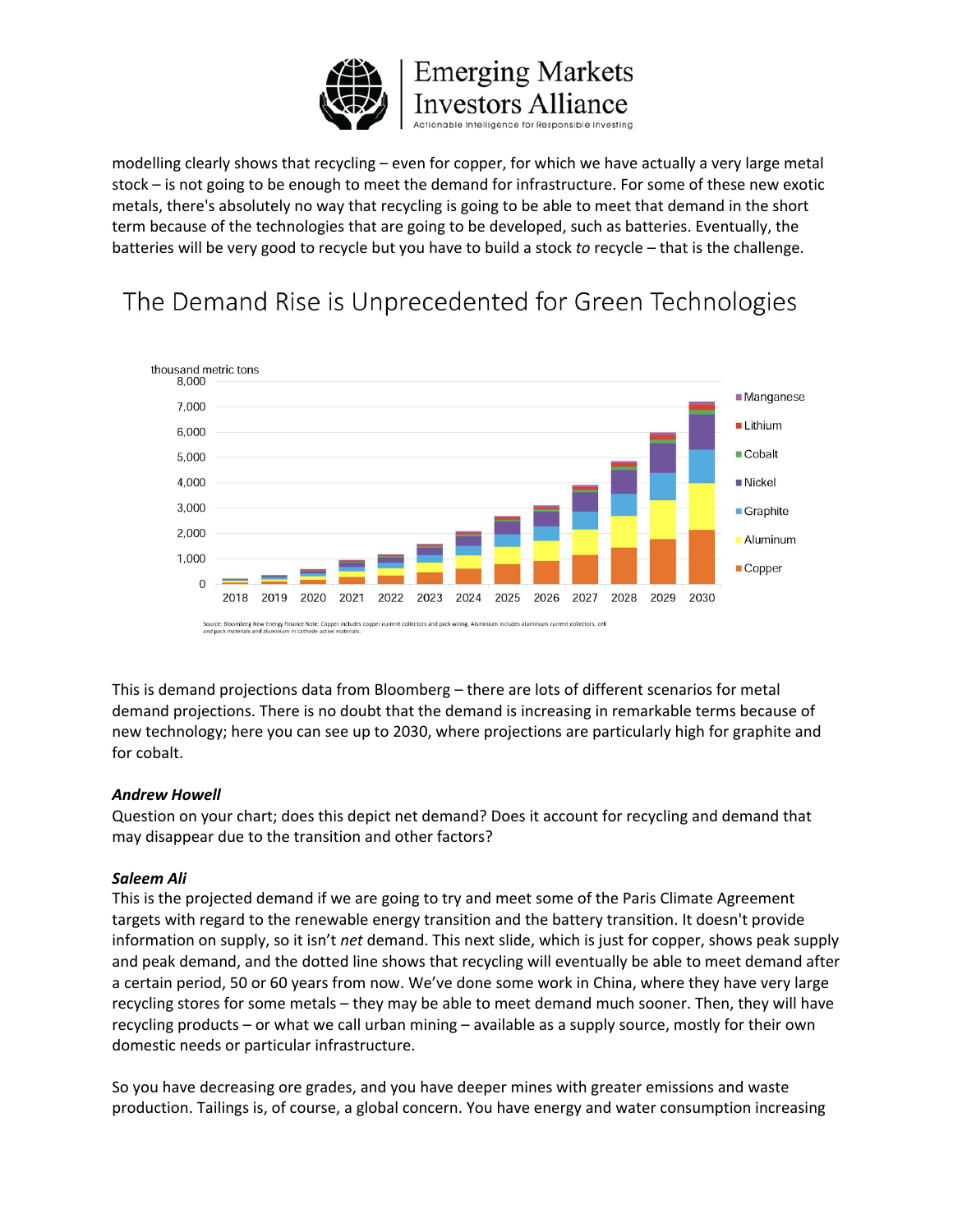modelling clearly shows that recycling – even for copper, for which we have actually a very large metal stock – is not going to be enough to meet the demand for infrastructure. For some of these new exotic metals, there's absolutely no way that recycling is going to be able to meet that demand in the short term because of the technologies that are going to be developed, such as batteries. Eventually, the batteries will be very good to recycle but you have to build a stock *to* recycle – that is the challenge.

## The Demand Rise is Unprecedented for Green Technologies

Source: Bloomberg New Energy Finance Note: Copper includes copper current collectors and pack wiring. Aluminium includes aluminium current collectors, cell and pack materials and aluminium in cathode active materials.

This is demand projections data from Bloomberg – there are lots of different scenarios for metal demand projections. There is no doubt that the demand is increasing in remarkable terms because of new technology; here you can see up to 2030, where projections are particularly high for graphite and for cobalt.

***Andrew Howell***
Question on your chart; does this depict net demand? Does it account for recycling and demand that may disappear due to the transition and other factors?

***Saleem Ali***
This is the projected demand if we are going to try and meet some of the Paris Climate Agreement targets with regard to the renewable energy transition and the battery transition. It doesn't provide information on supply, so it isn't *net* demand. This next slide, which is just for copper, shows peak supply and peak demand, and the dotted line shows that recycling will eventually be able to meet demand after a certain period, 50 or 60 years from now. We've done some work in China, where they have very large recycling stores for some metals – they may be able to meet demand much sooner. Then, they will have recycling products – or what we call urban mining – available as a supply source, mostly for their own domestic needs or particular infrastructure.

So you have decreasing ore grades, and you have deeper mines with greater emissions and waste production. Tailings is, of course, a global concern. You have energy and water consumption increasing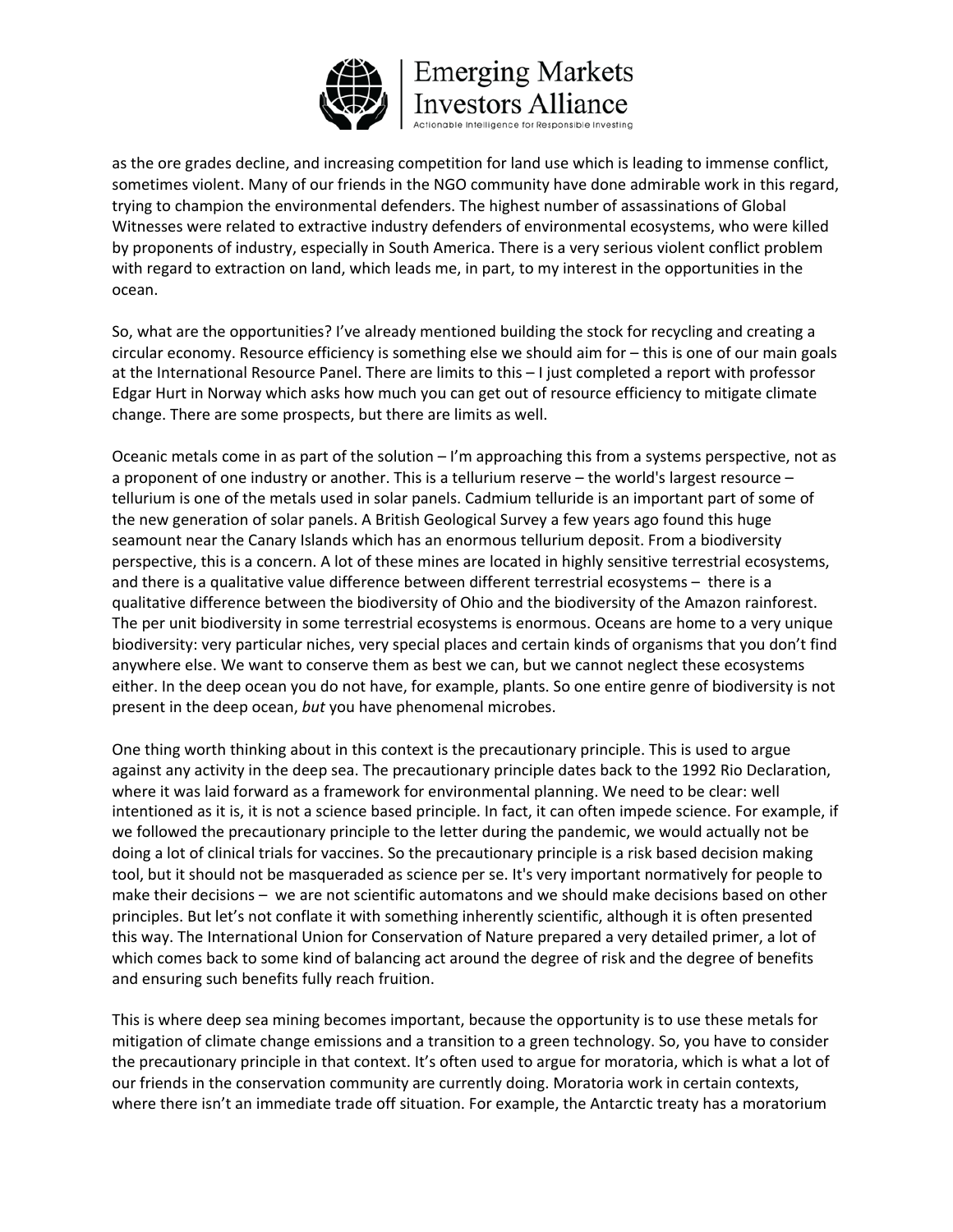as the ore grades decline, and increasing competition for land use which is leading to immense conflict, sometimes violent. Many of our friends in the NGO community have done admirable work in this regard, trying to champion the environmental defenders. The highest number of assassinations of Global Witnesses were related to extractive industry defenders of environmental ecosystems, who were killed by proponents of industry, especially in South America. There is a very serious violent conflict problem with regard to extraction on land, which leads me, in part, to my interest in the opportunities in the ocean.

So, what are the opportunities? I've already mentioned building the stock for recycling and creating a circular economy. Resource efficiency is something else we should aim for – this is one of our main goals at the International Resource Panel. There are limits to this – I just completed a report with professor Edgar Hurt in Norway which asks how much you can get out of resource efficiency to mitigate climate change. There are some prospects, but there are limits as well.

Oceanic metals come in as part of the solution – I'm approaching this from a systems perspective, not as a proponent of one industry or another. This is a tellurium reserve – the world's largest resource – tellurium is one of the metals used in solar panels. Cadmium telluride is an important part of some of the new generation of solar panels. A British Geological Survey a few years ago found this huge seamount near the Canary Islands which has an enormous tellurium deposit. From a biodiversity perspective, this is a concern. A lot of these mines are located in highly sensitive terrestrial ecosystems, and there is a qualitative value difference between different terrestrial ecosystems – there is a qualitative difference between the biodiversity of Ohio and the biodiversity of the Amazon rainforest. The per unit biodiversity in some terrestrial ecosystems is enormous. Oceans are home to a very unique biodiversity: very particular niches, very special places and certain kinds of organisms that you don't find anywhere else. We want to conserve them as best we can, but we cannot neglect these ecosystems either. In the deep ocean you do not have, for example, plants. So one entire genre of biodiversity is not present in the deep ocean, *but* you have phenomenal microbes.

One thing worth thinking about in this context is the precautionary principle. This is used to argue against any activity in the deep sea. The precautionary principle dates back to the 1992 Rio Declaration, where it was laid forward as a framework for environmental planning. We need to be clear: well intentioned as it is, it is not a science based principle. In fact, it can often impede science. For example, if we followed the precautionary principle to the letter during the pandemic, we would actually not be doing a lot of clinical trials for vaccines. So the precautionary principle is a risk based decision making tool, but it should not be masqueraded as science per se. It's very important normatively for people to make their decisions – we are not scientific automatons and we should make decisions based on other principles. But let's not conflate it with something inherently scientific, although it is often presented this way. The International Union for Conservation of Nature prepared a very detailed primer, a lot of which comes back to some kind of balancing act around the degree of risk and the degree of benefits and ensuring such benefits fully reach fruition.

This is where deep sea mining becomes important, because the opportunity is to use these metals for mitigation of climate change emissions and a transition to a green technology. So, you have to consider the precautionary principle in that context. It's often used to argue for moratoria, which is what a lot of our friends in the conservation community are currently doing. Moratoria work in certain contexts, where there isn't an immediate trade off situation. For example, the Antarctic treaty has a moratorium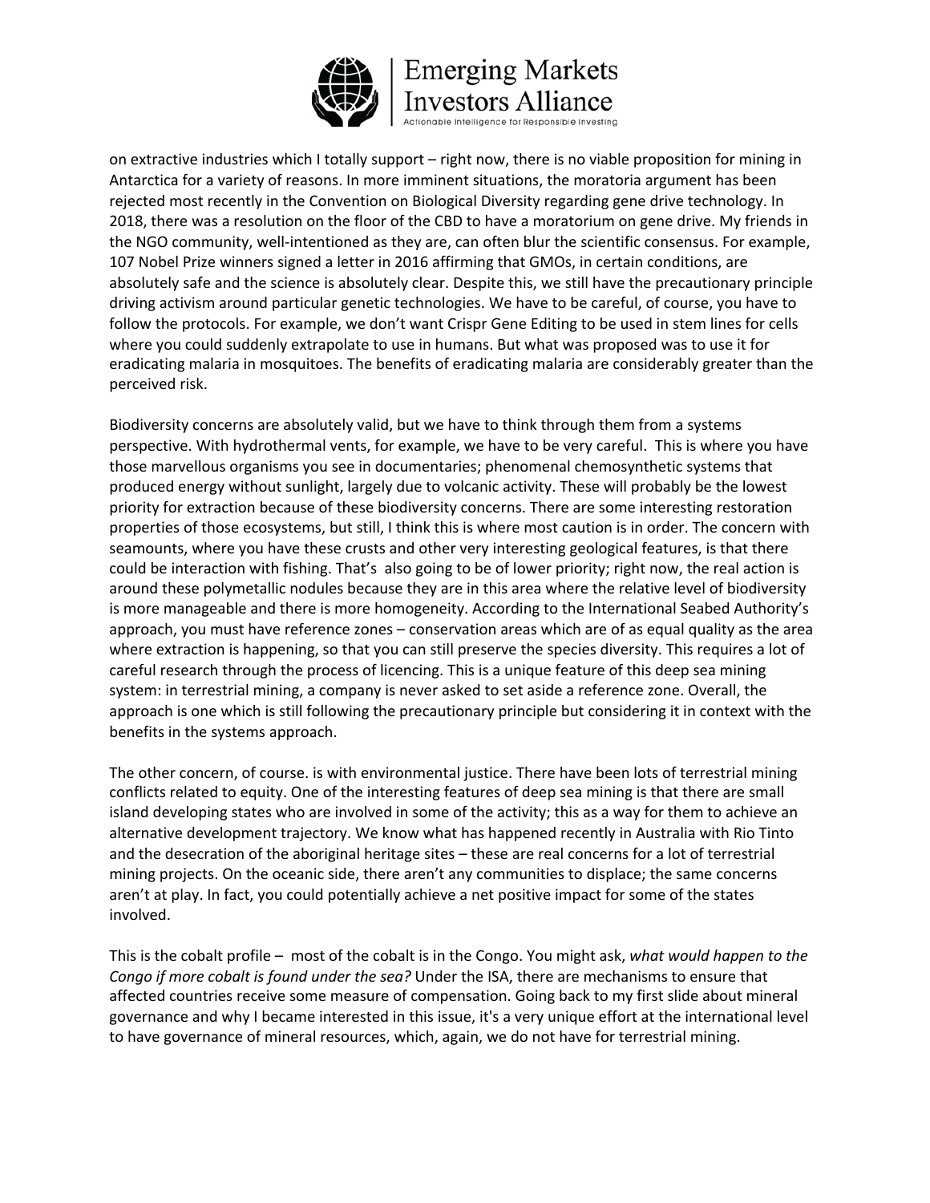on extractive industries which I totally support – right now, there is no viable proposition for mining in Antarctica for a variety of reasons. In more imminent situations, the moratoria argument has been rejected most recently in the Convention on Biological Diversity regarding gene drive technology. In 2018, there was a resolution on the floor of the CBD to have a moratorium on gene drive. My friends in the NGO community, well-intentioned as they are, can often blur the scientific consensus. For example, 107 Nobel Prize winners signed a letter in 2016 affirming that GMOs, in certain conditions, are absolutely safe and the science is absolutely clear. Despite this, we still have the precautionary principle driving activism around particular genetic technologies. We have to be careful, of course, you have to follow the protocols. For example, we don't want Crispr Gene Editing to be used in stem lines for cells where you could suddenly extrapolate to use in humans. But what was proposed was to use it for eradicating malaria in mosquitoes. The benefits of eradicating malaria are considerably greater than the perceived risk.

Biodiversity concerns are absolutely valid, but we have to think through them from a systems perspective. With hydrothermal vents, for example, we have to be very careful. This is where you have those marvellous organisms you see in documentaries; phenomenal chemosynthetic systems that produced energy without sunlight, largely due to volcanic activity. These will probably be the lowest priority for extraction because of these biodiversity concerns. There are some interesting restoration properties of those ecosystems, but still, I think this is where most caution is in order. The concern with seamounts, where you have these crusts and other very interesting geological features, is that there could be interaction with fishing. That's also going to be of lower priority; right now, the real action is around these polymetallic nodules because they are in this area where the relative level of biodiversity is more manageable and there is more homogeneity. According to the International Seabed Authority's approach, you must have reference zones – conservation areas which are of as equal quality as the area where extraction is happening, so that you can still preserve the species diversity. This requires a lot of careful research through the process of licencing. This is a unique feature of this deep sea mining system: in terrestrial mining, a company is never asked to set aside a reference zone. Overall, the approach is one which is still following the precautionary principle but considering it in context with the benefits in the systems approach.

The other concern, of course. is with environmental justice. There have been lots of terrestrial mining conflicts related to equity. One of the interesting features of deep sea mining is that there are small island developing states who are involved in some of the activity; this as a way for them to achieve an alternative development trajectory. We know what has happened recently in Australia with Rio Tinto and the desecration of the aboriginal heritage sites – these are real concerns for a lot of terrestrial mining projects. On the oceanic side, there aren't any communities to displace; the same concerns aren't at play. In fact, you could potentially achieve a net positive impact for some of the states involved.

This is the cobalt profile – most of the cobalt is in the Congo. You might ask, *what would happen to the Congo if more cobalt is found under the sea?* Under the ISA, there are mechanisms to ensure that affected countries receive some measure of compensation. Going back to my first slide about mineral governance and why I became interested in this issue, it's a very unique effort at the international level to have governance of mineral resources, which, again, we do not have for terrestrial mining.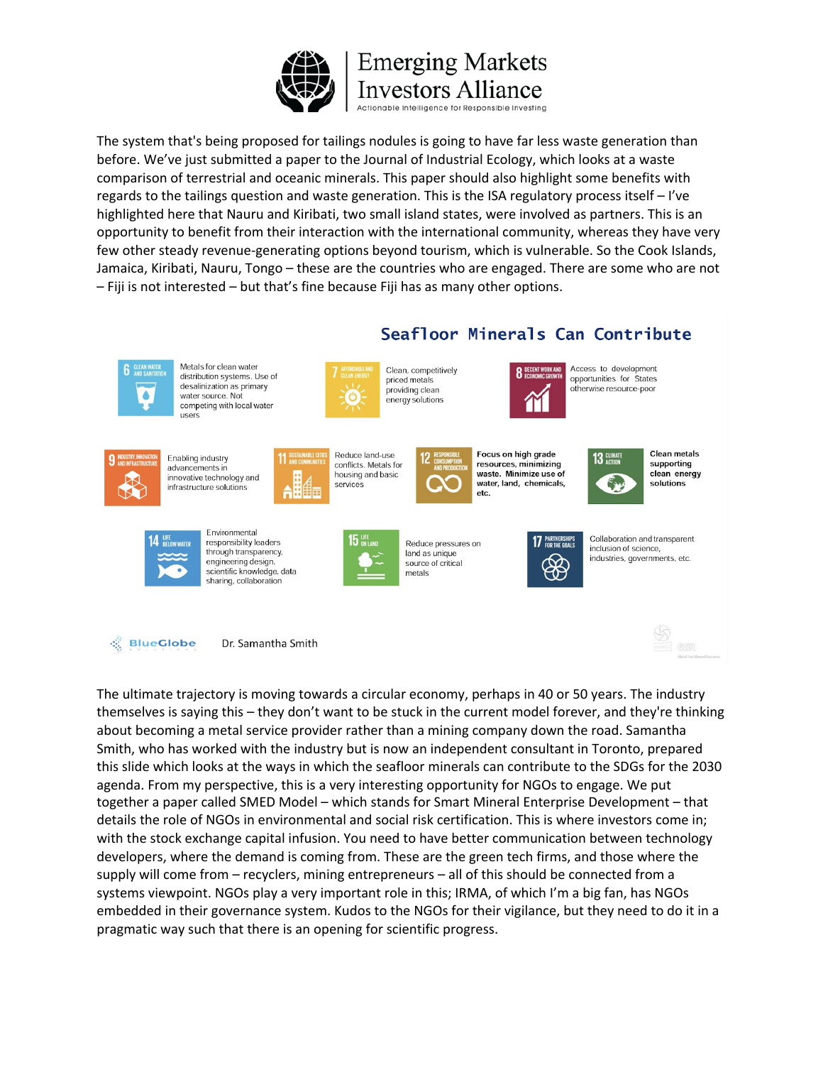The system that's being proposed for tailings nodules is going to have far less waste generation than before. We've just submitted a paper to the Journal of Industrial Ecology, which looks at a waste comparison of terrestrial and oceanic minerals. This paper should also highlight some benefits with regards to the tailings question and waste generation. This is the ISA regulatory process itself – I've highlighted here that Nauru and Kiribati, two small island states, were involved as partners. This is an opportunity to benefit from their interaction with the international community, whereas they have very few other steady revenue-generating options beyond tourism, which is vulnerable. So the Cook Islands, Jamaica, Kiribati, Nauru, Tongo – these are the countries who are engaged. There are some who are not – Fiji is not interested – but that's fine because Fiji has as many other options.

## Seafloor Minerals Can Contribute

| SDG | Contribution |
|---|---|
| 6 Clean Water and Sanitation | Metals for clean water distribution systems. Use of desalinization as primary water source. Not competing with local water users |
| 7 Affordable and Clean Energy | Clean, competitively priced metals providing clean energy solutions |
| 8 Decent Work and Economic Growth | Access to development opportunities for States otherwise resource-poor |
| 9 Industry, Innovation and Infrastructure | Enabling industry advancements in innovative technology and infrastructure solutions |
| 11 Sustainable Cities and Communities | Reduce land-use conflicts. Metals for housing and basic services |
| 12 Responsible Consumption and Production | **Focus on high grade resources, minimizing waste. Minimize use of water, land, chemicals, etc.** |
| 13 Climate Action | **Clean metals supporting clean energy solutions** |
| 14 Life Below Water | Environmental responsibility leaders through transparency, engineering design, scientific knowledge, data sharing, collaboration |
| 15 Life on Land | Reduce pressures on land as unique source of critical metals |
| 17 Partnerships for the Goals | Collaboration and transparent inclusion of science, industries, governments, etc. |

BlueGlobe — Dr. Samantha Smith

The ultimate trajectory is moving towards a circular economy, perhaps in 40 or 50 years. The industry themselves is saying this – they don't want to be stuck in the current model forever, and they're thinking about becoming a metal service provider rather than a mining company down the road. Samantha Smith, who has worked with the industry but is now an independent consultant in Toronto, prepared this slide which looks at the ways in which the seafloor minerals can contribute to the SDGs for the 2030 agenda. From my perspective, this is a very interesting opportunity for NGOs to engage. We put together a paper called SMED Model – which stands for Smart Mineral Enterprise Development – that details the role of NGOs in environmental and social risk certification. This is where investors come in; with the stock exchange capital infusion. You need to have better communication between technology developers, where the demand is coming from. These are the green tech firms, and those where the supply will come from – recyclers, mining entrepreneurs – all of this should be connected from a systems viewpoint. NGOs play a very important role in this; IRMA, of which I'm a big fan, has NGOs embedded in their governance system. Kudos to the NGOs for their vigilance, but they need to do it in a pragmatic way such that there is an opening for scientific progress.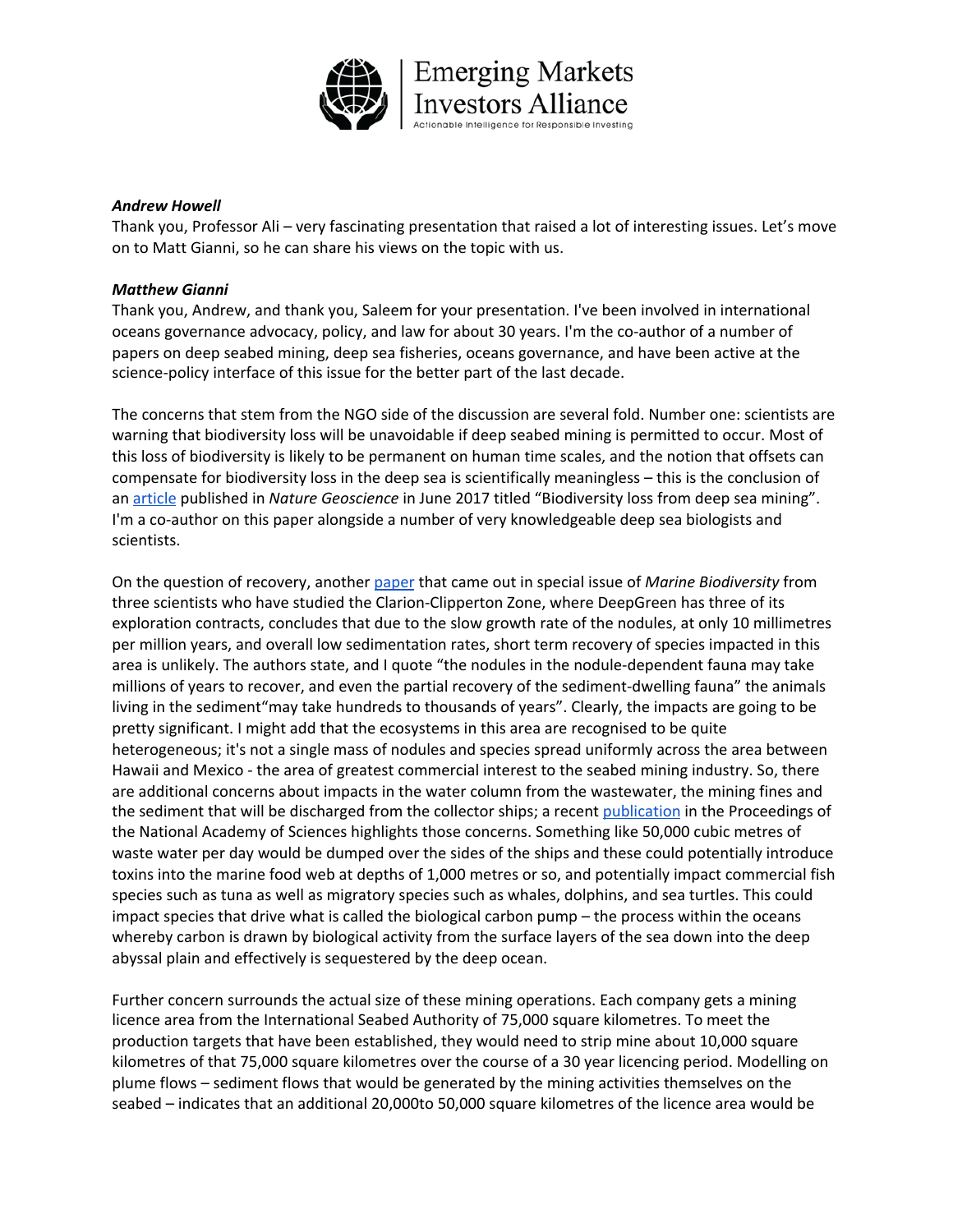***Andrew Howell***
Thank you, Professor Ali – very fascinating presentation that raised a lot of interesting issues. Let's move on to Matt Gianni, so he can share his views on the topic with us.

***Matthew Gianni***
Thank you, Andrew, and thank you, Saleem for your presentation. I've been involved in international oceans governance advocacy, policy, and law for about 30 years. I'm the co-author of a number of papers on deep seabed mining, deep sea fisheries, oceans governance, and have been active at the science-policy interface of this issue for the better part of the last decade.

The concerns that stem from the NGO side of the discussion are several fold. Number one: scientists are warning that biodiversity loss will be unavoidable if deep seabed mining is permitted to occur. Most of this loss of biodiversity is likely to be permanent on human time scales, and the notion that offsets can compensate for biodiversity loss in the deep sea is scientifically meaningless – this is the conclusion of an article published in *Nature Geoscience* in June 2017 titled "Biodiversity loss from deep sea mining". I'm a co-author on this paper alongside a number of very knowledgeable deep sea biologists and scientists.

On the question of recovery, another paper that came out in special issue of *Marine Biodiversity* from three scientists who have studied the Clarion-Clipperton Zone, where DeepGreen has three of its exploration contracts, concludes that due to the slow growth rate of the nodules, at only 10 millimetres per million years, and overall low sedimentation rates, short term recovery of species impacted in this area is unlikely. The authors state, and I quote "the nodules in the nodule-dependent fauna may take millions of years to recover, and even the partial recovery of the sediment-dwelling fauna" the animals living in the sediment"may take hundreds to thousands of years". Clearly, the impacts are going to be pretty significant. I might add that the ecosystems in this area are recognised to be quite heterogeneous; it's not a single mass of nodules and species spread uniformly across the area between Hawaii and Mexico - the area of greatest commercial interest to the seabed mining industry. So, there are additional concerns about impacts in the water column from the wastewater, the mining fines and the sediment that will be discharged from the collector ships; a recent publication in the Proceedings of the National Academy of Sciences highlights those concerns. Something like 50,000 cubic metres of waste water per day would be dumped over the sides of the ships and these could potentially introduce toxins into the marine food web at depths of 1,000 metres or so, and potentially impact commercial fish species such as tuna as well as migratory species such as whales, dolphins, and sea turtles. This could impact species that drive what is called the biological carbon pump – the process within the oceans whereby carbon is drawn by biological activity from the surface layers of the sea down into the deep abyssal plain and effectively is sequestered by the deep ocean.

Further concern surrounds the actual size of these mining operations. Each company gets a mining licence area from the International Seabed Authority of 75,000 square kilometres. To meet the production targets that have been established, they would need to strip mine about 10,000 square kilometres of that 75,000 square kilometres over the course of a 30 year licencing period. Modelling on plume flows – sediment flows that would be generated by the mining activities themselves on the seabed – indicates that an additional 20,000to 50,000 square kilometres of the licence area would be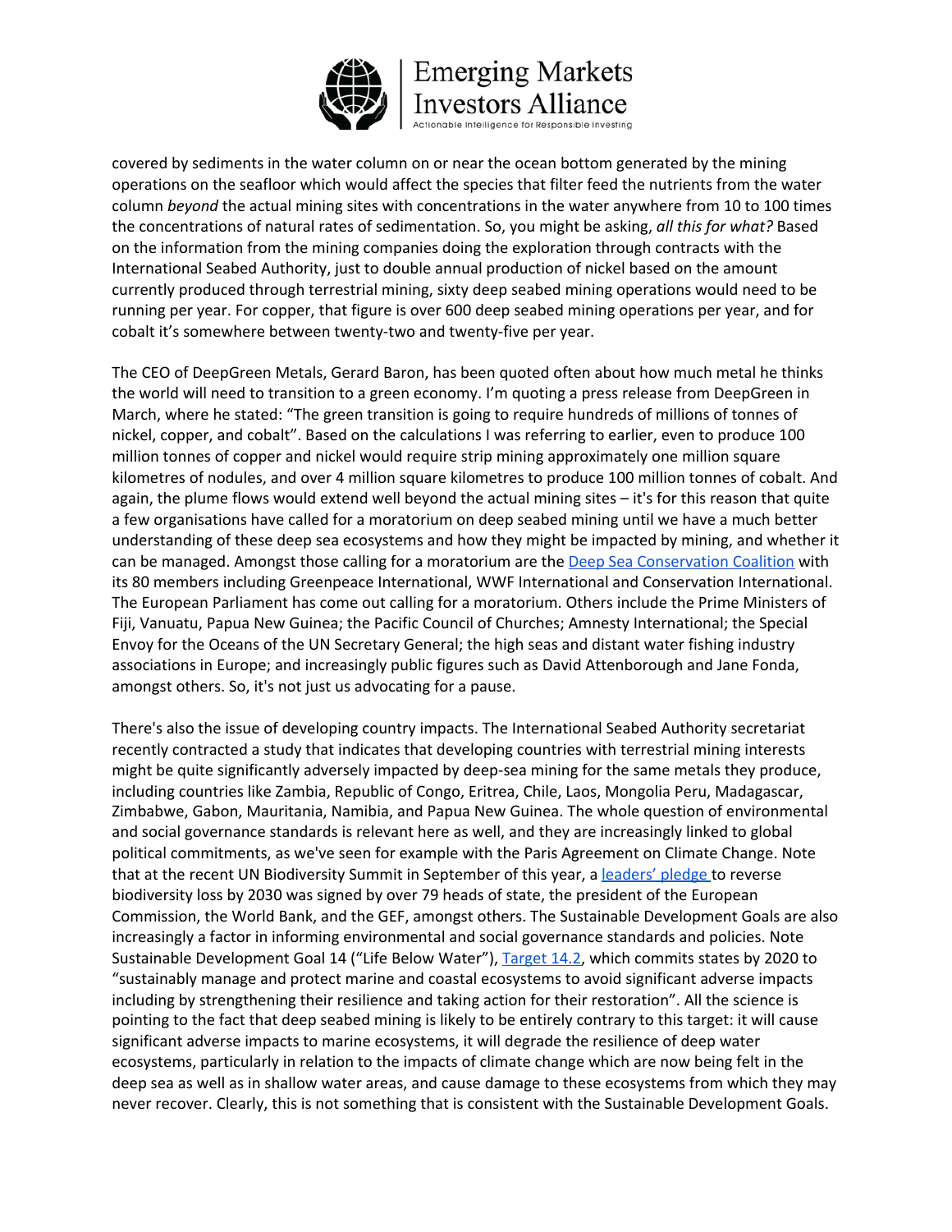covered by sediments in the water column on or near the ocean bottom generated by the mining operations on the seafloor which would affect the species that filter feed the nutrients from the water column *beyond* the actual mining sites with concentrations in the water anywhere from 10 to 100 times the concentrations of natural rates of sedimentation. So, you might be asking, *all this for what?* Based on the information from the mining companies doing the exploration through contracts with the International Seabed Authority, just to double annual production of nickel based on the amount currently produced through terrestrial mining, sixty deep seabed mining operations would need to be running per year. For copper, that figure is over 600 deep seabed mining operations per year, and for cobalt it's somewhere between twenty-two and twenty-five per year.

The CEO of DeepGreen Metals, Gerard Baron, has been quoted often about how much metal he thinks the world will need to transition to a green economy. I'm quoting a press release from DeepGreen in March, where he stated: "The green transition is going to require hundreds of millions of tonnes of nickel, copper, and cobalt". Based on the calculations I was referring to earlier, even to produce 100 million tonnes of copper and nickel would require strip mining approximately one million square kilometres of nodules, and over 4 million square kilometres to produce 100 million tonnes of cobalt. And again, the plume flows would extend well beyond the actual mining sites – it's for this reason that quite a few organisations have called for a moratorium on deep seabed mining until we have a much better understanding of these deep sea ecosystems and how they might be impacted by mining, and whether it can be managed. Amongst those calling for a moratorium are the Deep Sea Conservation Coalition with its 80 members including Greenpeace International, WWF International and Conservation International. The European Parliament has come out calling for a moratorium. Others include the Prime Ministers of Fiji, Vanuatu, Papua New Guinea; the Pacific Council of Churches; Amnesty International; the Special Envoy for the Oceans of the UN Secretary General; the high seas and distant water fishing industry associations in Europe; and increasingly public figures such as David Attenborough and Jane Fonda, amongst others. So, it's not just us advocating for a pause.

There's also the issue of developing country impacts. The International Seabed Authority secretariat recently contracted a study that indicates that developing countries with terrestrial mining interests might be quite significantly adversely impacted by deep-sea mining for the same metals they produce, including countries like Zambia, Republic of Congo, Eritrea, Chile, Laos, Mongolia Peru, Madagascar, Zimbabwe, Gabon, Mauritania, Namibia, and Papua New Guinea. The whole question of environmental and social governance standards is relevant here as well, and they are increasingly linked to global political commitments, as we've seen for example with the Paris Agreement on Climate Change. Note that at the recent UN Biodiversity Summit in September of this year, a leaders' pledge to reverse biodiversity loss by 2030 was signed by over 79 heads of state, the president of the European Commission, the World Bank, and the GEF, amongst others. The Sustainable Development Goals are also increasingly a factor in informing environmental and social governance standards and policies. Note Sustainable Development Goal 14 ("Life Below Water"), Target 14.2, which commits states by 2020 to "sustainably manage and protect marine and coastal ecosystems to avoid significant adverse impacts including by strengthening their resilience and taking action for their restoration". All the science is pointing to the fact that deep seabed mining is likely to be entirely contrary to this target: it will cause significant adverse impacts to marine ecosystems, it will degrade the resilience of deep water ecosystems, particularly in relation to the impacts of climate change which are now being felt in the deep sea as well as in shallow water areas, and cause damage to these ecosystems from which they may never recover. Clearly, this is not something that is consistent with the Sustainable Development Goals.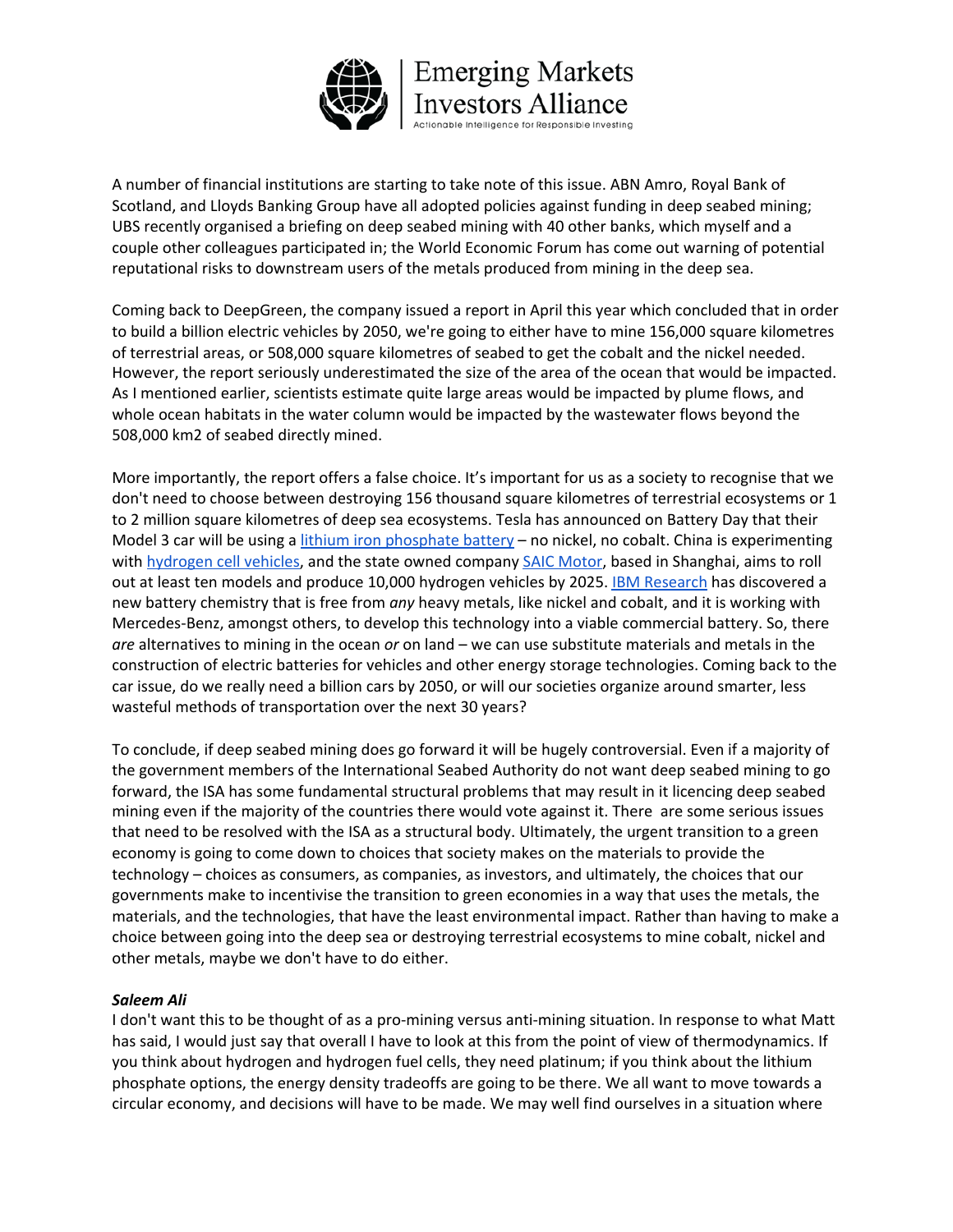A number of financial institutions are starting to take note of this issue. ABN Amro, Royal Bank of Scotland, and Lloyds Banking Group have all adopted policies against funding in deep seabed mining; UBS recently organised a briefing on deep seabed mining with 40 other banks, which myself and a couple other colleagues participated in; the World Economic Forum has come out warning of potential reputational risks to downstream users of the metals produced from mining in the deep sea.

Coming back to DeepGreen, the company issued a report in April this year which concluded that in order to build a billion electric vehicles by 2050, we're going to either have to mine 156,000 square kilometres of terrestrial areas, or 508,000 square kilometres of seabed to get the cobalt and the nickel needed. However, the report seriously underestimated the size of the area of the ocean that would be impacted. As I mentioned earlier, scientists estimate quite large areas would be impacted by plume flows, and whole ocean habitats in the water column would be impacted by the wastewater flows beyond the 508,000 km2 of seabed directly mined.

More importantly, the report offers a false choice. It's important for us as a society to recognise that we don't need to choose between destroying 156 thousand square kilometres of terrestrial ecosystems or 1 to 2 million square kilometres of deep sea ecosystems. Tesla has announced on Battery Day that their Model 3 car will be using a lithium iron phosphate battery – no nickel, no cobalt. China is experimenting with hydrogen cell vehicles, and the state owned company SAIC Motor, based in Shanghai, aims to roll out at least ten models and produce 10,000 hydrogen vehicles by 2025. IBM Research has discovered a new battery chemistry that is free from *any* heavy metals, like nickel and cobalt, and it is working with Mercedes-Benz, amongst others, to develop this technology into a viable commercial battery. So, there *are* alternatives to mining in the ocean *or* on land – we can use substitute materials and metals in the construction of electric batteries for vehicles and other energy storage technologies. Coming back to the car issue, do we really need a billion cars by 2050, or will our societies organize around smarter, less wasteful methods of transportation over the next 30 years?

To conclude, if deep seabed mining does go forward it will be hugely controversial. Even if a majority of the government members of the International Seabed Authority do not want deep seabed mining to go forward, the ISA has some fundamental structural problems that may result in it licencing deep seabed mining even if the majority of the countries there would vote against it. There are some serious issues that need to be resolved with the ISA as a structural body. Ultimately, the urgent transition to a green economy is going to come down to choices that society makes on the materials to provide the technology – choices as consumers, as companies, as investors, and ultimately, the choices that our governments make to incentivise the transition to green economies in a way that uses the metals, the materials, and the technologies, that have the least environmental impact. Rather than having to make a choice between going into the deep sea or destroying terrestrial ecosystems to mine cobalt, nickel and other metals, maybe we don't have to do either.

***Saleem Ali***

I don't want this to be thought of as a pro-mining versus anti-mining situation. In response to what Matt has said, I would just say that overall I have to look at this from the point of view of thermodynamics. If you think about hydrogen and hydrogen fuel cells, they need platinum; if you think about the lithium phosphate options, the energy density tradeoffs are going to be there. We all want to move towards a circular economy, and decisions will have to be made. We may well find ourselves in a situation where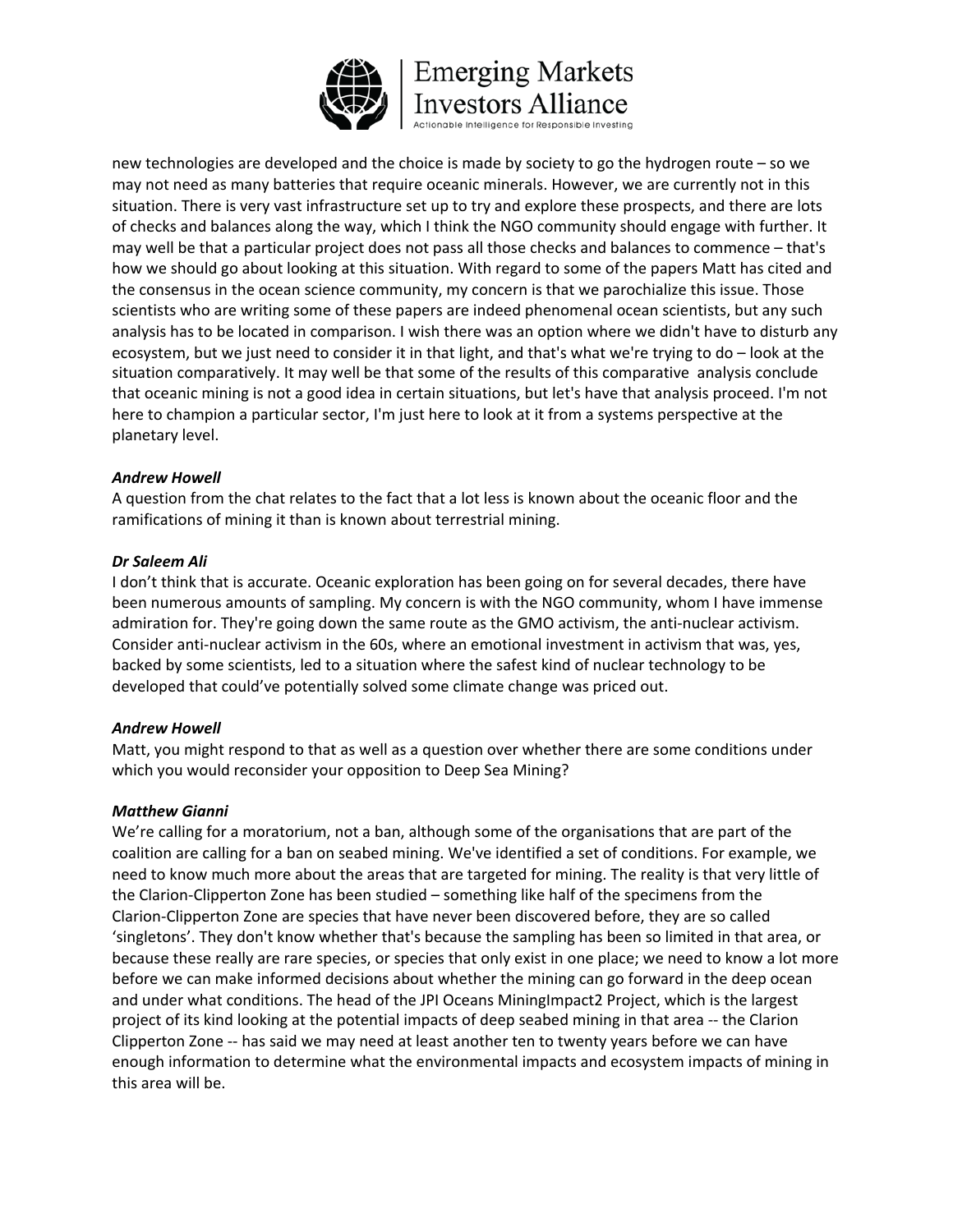new technologies are developed and the choice is made by society to go the hydrogen route – so we may not need as many batteries that require oceanic minerals. However, we are currently not in this situation. There is very vast infrastructure set up to try and explore these prospects, and there are lots of checks and balances along the way, which I think the NGO community should engage with further. It may well be that a particular project does not pass all those checks and balances to commence – that's how we should go about looking at this situation. With regard to some of the papers Matt has cited and the consensus in the ocean science community, my concern is that we parochialize this issue. Those scientists who are writing some of these papers are indeed phenomenal ocean scientists, but any such analysis has to be located in comparison. I wish there was an option where we didn't have to disturb any ecosystem, but we just need to consider it in that light, and that's what we're trying to do – look at the situation comparatively. It may well be that some of the results of this comparative analysis conclude that oceanic mining is not a good idea in certain situations, but let's have that analysis proceed. I'm not here to champion a particular sector, I'm just here to look at it from a systems perspective at the planetary level.

***Andrew Howell***

A question from the chat relates to the fact that a lot less is known about the oceanic floor and the ramifications of mining it than is known about terrestrial mining.

***Dr Saleem Ali***

I don't think that is accurate. Oceanic exploration has been going on for several decades, there have been numerous amounts of sampling. My concern is with the NGO community, whom I have immense admiration for. They're going down the same route as the GMO activism, the anti-nuclear activism. Consider anti-nuclear activism in the 60s, where an emotional investment in activism that was, yes, backed by some scientists, led to a situation where the safest kind of nuclear technology to be developed that could've potentially solved some climate change was priced out.

***Andrew Howell***

Matt, you might respond to that as well as a question over whether there are some conditions under which you would reconsider your opposition to Deep Sea Mining?

***Matthew Gianni***

We're calling for a moratorium, not a ban, although some of the organisations that are part of the coalition are calling for a ban on seabed mining. We've identified a set of conditions. For example, we need to know much more about the areas that are targeted for mining. The reality is that very little of the Clarion-Clipperton Zone has been studied – something like half of the specimens from the Clarion-Clipperton Zone are species that have never been discovered before, they are so called 'singletons'. They don't know whether that's because the sampling has been so limited in that area, or because these really are rare species, or species that only exist in one place; we need to know a lot more before we can make informed decisions about whether the mining can go forward in the deep ocean and under what conditions. The head of the JPI Oceans MiningImpact2 Project, which is the largest project of its kind looking at the potential impacts of deep seabed mining in that area -- the Clarion Clipperton Zone -- has said we may need at least another ten to twenty years before we can have enough information to determine what the environmental impacts and ecosystem impacts of mining in this area will be.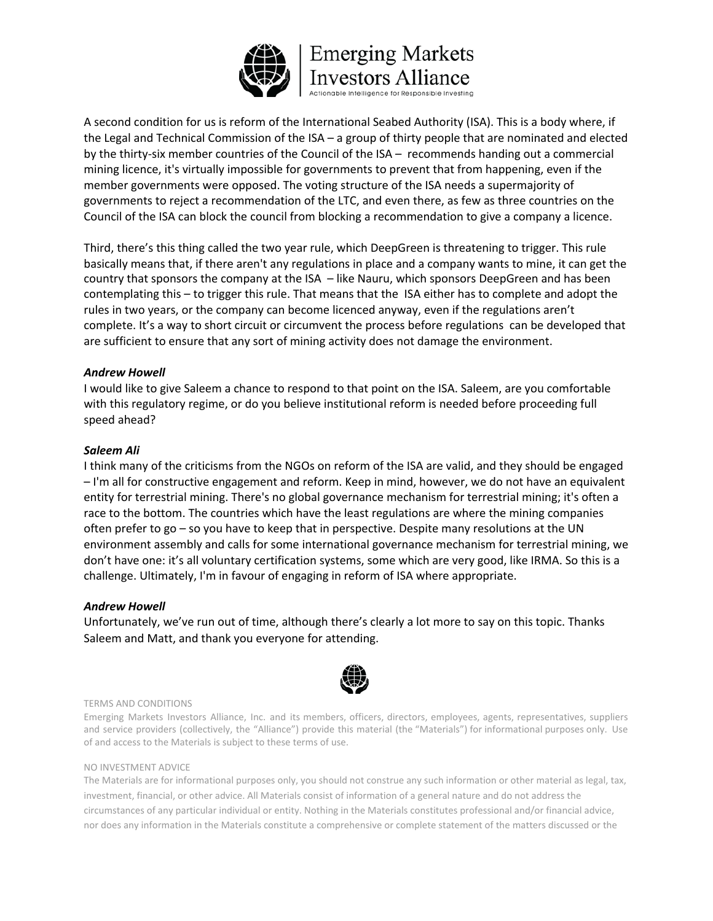A second condition for us is reform of the International Seabed Authority (ISA). This is a body where, if the Legal and Technical Commission of the ISA – a group of thirty people that are nominated and elected by the thirty-six member countries of the Council of the ISA – recommends handing out a commercial mining licence, it's virtually impossible for governments to prevent that from happening, even if the member governments were opposed. The voting structure of the ISA needs a supermajority of governments to reject a recommendation of the LTC, and even there, as few as three countries on the Council of the ISA can block the council from blocking a recommendation to give a company a licence.

Third, there's this thing called the two year rule, which DeepGreen is threatening to trigger. This rule basically means that, if there aren't any regulations in place and a company wants to mine, it can get the country that sponsors the company at the ISA – like Nauru, which sponsors DeepGreen and has been contemplating this – to trigger this rule. That means that the ISA either has to complete and adopt the rules in two years, or the company can become licenced anyway, even if the regulations aren't complete. It's a way to short circuit or circumvent the process before regulations can be developed that are sufficient to ensure that any sort of mining activity does not damage the environment.

***Andrew Howell***
I would like to give Saleem a chance to respond to that point on the ISA. Saleem, are you comfortable with this regulatory regime, or do you believe institutional reform is needed before proceeding full speed ahead?

***Saleem Ali***
I think many of the criticisms from the NGOs on reform of the ISA are valid, and they should be engaged – I'm all for constructive engagement and reform. Keep in mind, however, we do not have an equivalent entity for terrestrial mining. There's no global governance mechanism for terrestrial mining; it's often a race to the bottom. The countries which have the least regulations are where the mining companies often prefer to go – so you have to keep that in perspective. Despite many resolutions at the UN environment assembly and calls for some international governance mechanism for terrestrial mining, we don't have one: it's all voluntary certification systems, some which are very good, like IRMA. So this is a challenge. Ultimately, I'm in favour of engaging in reform of ISA where appropriate.

***Andrew Howell***
Unfortunately, we've run out of time, although there's clearly a lot more to say on this topic. Thanks Saleem and Matt, and thank you everyone for attending.

TERMS AND CONDITIONS

Emerging Markets Investors Alliance, Inc. and its members, officers, directors, employees, agents, representatives, suppliers and service providers (collectively, the "Alliance") provide this material (the "Materials") for informational purposes only. Use of and access to the Materials is subject to these terms of use.

NO INVESTMENT ADVICE

The Materials are for informational purposes only, you should not construe any such information or other material as legal, tax, investment, financial, or other advice. All Materials consist of information of a general nature and do not address the circumstances of any particular individual or entity. Nothing in the Materials constitutes professional and/or financial advice, nor does any information in the Materials constitute a comprehensive or complete statement of the matters discussed or the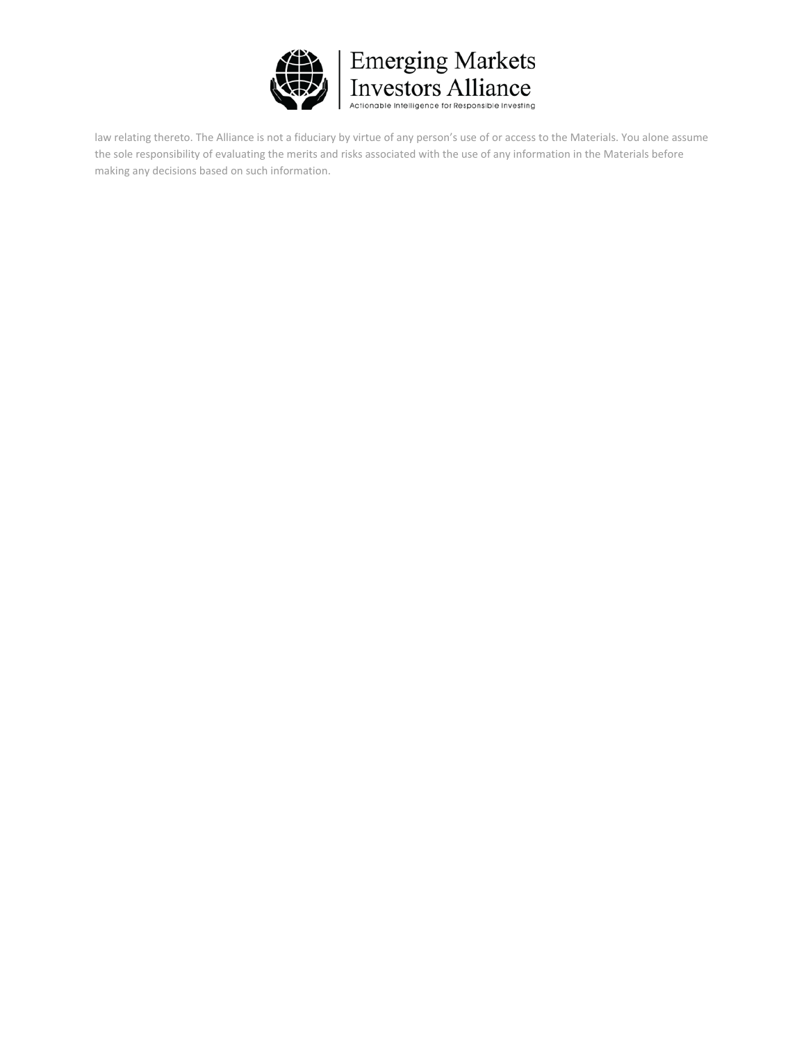law relating thereto. The Alliance is not a fiduciary by virtue of any person's use of or access to the Materials. You alone assume the sole responsibility of evaluating the merits and risks associated with the use of any information in the Materials before making any decisions based on such information.